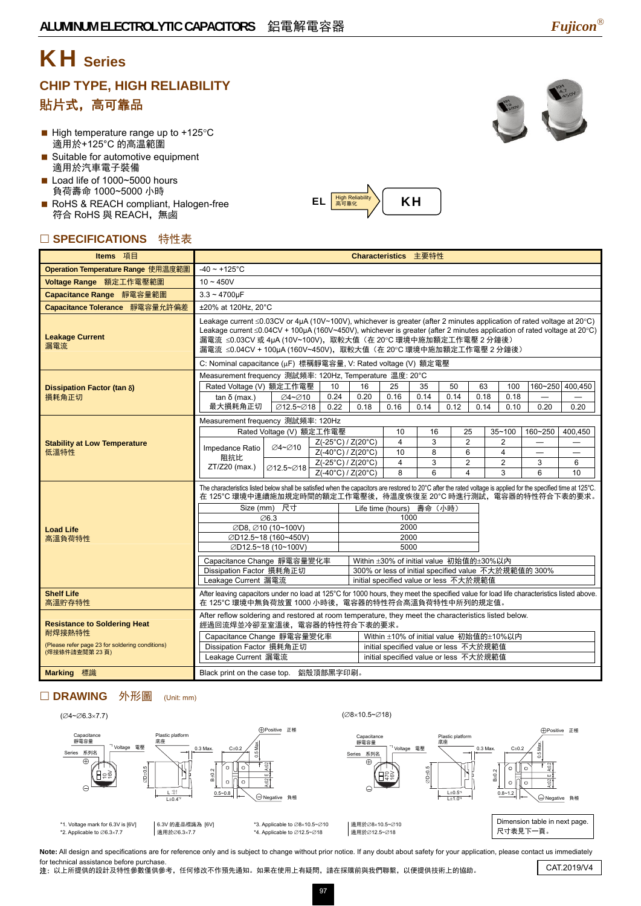ALUMINUM ELECTROLYTIC CAPACITORS 鋁電解電容器

# KH Series

## CHIP TYPE, HIGH RELIABILITY
## 貼片式，高可靠品

- High temperature range up to +125°C
  適用於+125°C 的高溫範圍
- Suitable for automotive equipment
  適用於汽車電子裝備
- Load life of 1000~5000 hours
  負荷壽命 1000~5000 小時
- RoHS & REACH compliant, Halogen-free
  符合 RoHS 與 REACH，無鹵

EL → High Reliability 高可靠化 → KH

## SPECIFICATIONS 特性表

| Items 項目 | Characteristics 主要特性 |
|---|---|
| Operation Temperature Range 使用溫度範圍 | -40 ~ +125°C |
| Voltage Range 額定工作電壓範圍 | 10 ~ 450V |
| Capacitance Range 靜電容量範圍 | 3.3 ~ 4700μF |
| Capacitance Tolerance 靜電容量允許偏差 | ±20% at 120Hz, 20°C |
| Leakage Current 漏電流 | Leakage current ≤0.03CV or 4μA (10V~100V), whichever is greater (after 2 minutes application of rated voltage at 20°C)<br>Leakage current ≤0.04CV + 100μA (160V~450V), whichever is greater (after 2 minutes application of rated voltage at 20°C)<br>漏電流 ≤0.03CV 或 4μA (10V~100V)，取較大值（在 20°C 環境中施加額定工作電壓 2 分鐘後）<br>漏電流 ≤0.04CV + 100μA (160V~450V)，取較大值（在 20°C 環境中施加額定工作電壓 2 分鐘後）<br>C: Nominal capacitance (μF) 標稱靜電容量, V: Rated voltage (V) 額定電壓 |
| Dissipation Factor (tan δ) 損耗角正切 | Measurement frequency 測試頻率: 120Hz, Temperature 溫度: 20°C (see table below) |
| Stability at Low Temperature 低溫特性 | Measurement frequency 測試頻率: 120Hz (see table below) |
| Load Life 高溫負荷特性 | The characteristics listed below shall be satisfied when the capacitors are restored to 20°C after the rated voltage is applied for the specified time at 125°C.<br>在 125°C 環境中連續施加規定時間的額定工作電壓後，待溫度恢復至 20°C 時進行測試，電容器的特性符合下表的要求。(see tables below) |
| Shelf Life 高溫貯存特性 | After leaving capacitors under no load at 125°C for 1000 hours, they meet the specified value for load life characteristics listed above.<br>在 125°C 環境中無負荷放置 1000 小時後，電容器的特性符合高溫負荷特性中所列的規定值。 |
| Resistance to Soldering Heat 耐焊接熱特性<br>(Please refer page 23 for soldering conditions)<br>(焊接條件請查閱第 23 頁) | After reflow soldering and restored at room temperature, they meet the characteristics listed below.<br>經過回流焊並冷卻至室溫後，電容器的特性符合下表的要求。(see table below) |
| Marking 標識 | Black print on the case top. 鋁殼頂部黑字印刷。 |

**Dissipation Factor (tan δ) 損耗角正切**

| Rated Voltage (V) 額定工作電壓 | | 10 | 16 | 25 | 35 | 50 | 63 | 100 | 160~250 | 400,450 |
|---|---|---|---|---|---|---|---|---|---|---|
| tan δ (max.) 最大損耗角正切 | ∅4~∅10 | 0.24 | 0.20 | 0.16 | 0.14 | 0.14 | 0.18 | 0.18 | — | — |
| | ∅12.5~∅18 | 0.22 | 0.18 | 0.16 | 0.14 | 0.12 | 0.14 | 0.10 | 0.20 | 0.20 |

**Stability at Low Temperature 低溫特性**

| Rated Voltage (V) 額定工作電壓 | | | 10 | 16 | 25 | 35~100 | 160~250 | 400,450 |
|---|---|---|---|---|---|---|---|---|
| Impedance Ratio 阻抗比 ZT/Z20 (max.) | ∅4~∅10 | Z(-25°C) / Z(20°C) | 4 | 3 | 2 | 2 | — | — |
| | | Z(-40°C) / Z(20°C) | 10 | 8 | 6 | 4 | — | — |
| | ∅12.5~∅18 | Z(-25°C) / Z(20°C) | 4 | 3 | 2 | 2 | 3 | 6 |
| | | Z(-40°C) / Z(20°C) | 8 | 6 | 4 | 3 | 6 | 10 |

**Load Life 高溫負荷特性**

| Size (mm) 尺寸 | Life time (hours) 壽命（小時） |
|---|---|
| ∅6.3 | 1000 |
| ∅D8, ∅10 (10~100V) | 2000 |
| ∅D12.5~18 (160~450V) | 2000 |
| ∅D12.5~18 (10~100V) | 5000 |

| Item | Requirement |
|---|---|
| Capacitance Change 靜電容量變化率 | Within ±30% of initial value 初始值的±30%以內 |
| Dissipation Factor 損耗角正切 | 300% or less of initial specified value 不大於規範值的 300% |
| Leakage Current 漏電流 | initial specified value or less 不大於規範值 |

**Resistance to Soldering Heat 耐焊接熱特性**

| Item | Requirement |
|---|---|
| Capacitance Change 靜電容量變化率 | Within ±10% of initial value 初始值的±10%以內 |
| Dissipation Factor 損耗角正切 | initial specified value or less 不大於規範值 |
| Leakage Current 漏電流 | initial specified value or less 不大於規範值 |

## DRAWING 外形圖 (Unit: mm)

(∅4~∅6.3×7.7)

Capacitance 靜電容量, Voltage 電壓[*1], Series 系列名, Plastic platform 底座, Positive 正極, Negative 負極, 0.3 Max., C±0.2, 0.5 Max., ∅D±0.5, L[*2], L±0.4[*2], B±0.2, A±0.2, E±0.2, 0.5~0.8

(∅8×10.5~∅18)

Capacitance 靜電容量, Voltage 電壓[*1], Series 系列名, Plastic platform 底座, Positive 正極, Negative 負極, 0.3 Max., C±0.2, 0.5 Max., ∅D±0.5, L±0.5[*3], L±1.0[*4], B±0.2, A±0.2, E±0.2, 0.8~1.2

*1. Voltage mark for 6.3V is [6V] | 6.3V 的產品標識為 [6V]
*2. Applicable to ∅6.3×7.7 | 適用於∅6.3×7.7
*3. Applicable to ∅8×10.5~∅10 | 適用於∅8×10.5~∅10
*4. Applicable to ∅12.5~∅18 | 適用於∅12.5~∅18

Dimension table in next page.
尺寸表見下一頁。

**Note:** All design and specifications are for reference only and is subject to change without prior notice. If any doubt about safety for your application, please contact us immediately for technical assistance before purchase.
注：以上所提供的設計及特性參數僅供參考，任何修改不作預先通知。如果在使用上有疑問，請在採購前與我們聯繫，以便提供技術上的協助。

CAT.2019/V4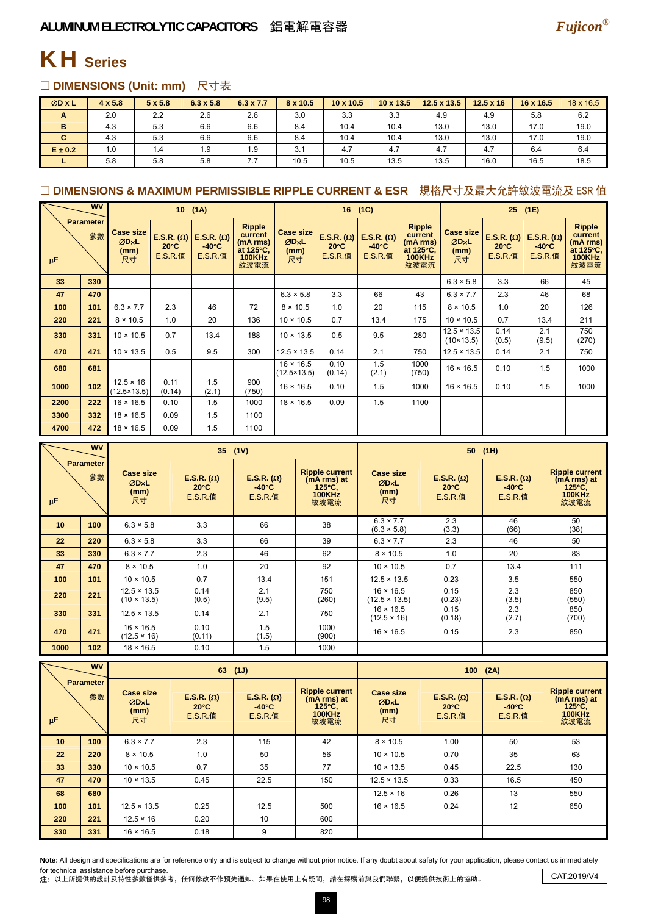# KH Series

## □ DIMENSIONS (Unit: mm) 尺寸表

| ØD x L | 4 x 5.8 | 5 x 5.8 | 6.3 x 5.8 | 6.3 x 7.7 | 8 x 10.5 | 10 x 10.5 | 10 x 13.5 | 12.5 x 13.5 | 12.5 x 16 | 16 x 16.5 | 18 x 16.5 |
|---|---|---|---|---|---|---|---|---|---|---|---|
| A | 2.0 | 2.2 | 2.6 | 2.6 | 3.0 | 3.3 | 3.3 | 4.9 | 4.9 | 5.8 | 6.2 |
| B | 4.3 | 5.3 | 6.6 | 6.6 | 8.4 | 10.4 | 10.4 | 13.0 | 13.0 | 17.0 | 19.0 |
| C | 4.3 | 5.3 | 6.6 | 6.6 | 8.4 | 10.4 | 10.4 | 13.0 | 13.0 | 17.0 | 19.0 |
| E ± 0.2 | 1.0 | 1.4 | 1.9 | 1.9 | 3.1 | 4.7 | 4.7 | 4.7 | 4.7 | 6.4 | 6.4 |
| L | 5.8 | 5.8 | 5.8 | 7.7 | 10.5 | 10.5 | 13.5 | 13.5 | 16.0 | 16.5 | 18.5 |

## □ DIMENSIONS & MAXIMUM PERMISSIBLE RIPPLE CURRENT & ESR 規格尺寸及最大允許紋波電流及 ESR 值

| WV / Parameter 參數 / µF | | 10 (1A) | | | | 16 (1C) | | | | 25 (1E) | | | |
|---|---|---|---|---|---|---|---|---|---|---|---|---|---|
| | | Case size ØDxL (mm) 尺寸 | E.S.R. (Ω) 20°C E.S.R.值 | E.S.R. (Ω) -40°C E.S.R.值 | Ripple current (mA rms) at 125°C, 100KHz 紋波電流 | Case size ØDxL (mm) 尺寸 | E.S.R. (Ω) 20°C E.S.R.值 | E.S.R. (Ω) -40°C E.S.R.值 | Ripple current (mA rms) at 125°C, 100KHz 紋波電流 | Case size ØDxL (mm) 尺寸 | E.S.R. (Ω) 20°C E.S.R.值 | E.S.R. (Ω) -40°C E.S.R.值 | Ripple current (mA rms) at 125°C, 100KHz 紋波電流 |
| 33 | 330 | | | | | | | | | 6.3 × 5.8 | 3.3 | 66 | 45 |
| 47 | 470 | | | | | 6.3 × 5.8 | 3.3 | 66 | 43 | 6.3 × 7.7 | 2.3 | 46 | 68 |
| 100 | 101 | 6.3 × 7.7 | 2.3 | 46 | 72 | 8 × 10.5 | 1.0 | 20 | 115 | 8 × 10.5 | 1.0 | 20 | 126 |
| 220 | 221 | 8 × 10.5 | 1.0 | 20 | 136 | 10 × 10.5 | 0.7 | 13.4 | 175 | 10 × 10.5 | 0.7 | 13.4 | 211 |
| 330 | 331 | 10 × 10.5 | 0.7 | 13.4 | 188 | 10 × 13.5 | 0.5 | 9.5 | 280 | 12.5 × 13.5 (10×13.5) | 0.14 (0.5) | 2.1 (9.5) | 750 (270) |
| 470 | 471 | 10 × 13.5 | 0.5 | 9.5 | 300 | 12.5 × 13.5 | 0.14 | 2.1 | 750 | 12.5 × 13.5 | 0.14 | 2.1 | 750 |
| 680 | 681 | | | | | 16 × 16.5 (12.5×13.5) | 0.10 (0.14) | 1.5 (2.1) | 1000 (750) | 16 × 16.5 | 0.10 | 1.5 | 1000 |
| 1000 | 102 | 12.5 × 16 (12.5×13.5) | 0.11 (0.14) | 1.5 (2.1) | 900 (750) | 16 × 16.5 | 0.10 | 1.5 | 1000 | 16 × 16.5 | 0.10 | 1.5 | 1000 |
| 2200 | 222 | 16 × 16.5 | 0.10 | 1.5 | 1000 | 18 × 16.5 | 0.09 | 1.5 | 1100 | | | | |
| 3300 | 332 | 18 × 16.5 | 0.09 | 1.5 | 1100 | | | | | | | | |
| 4700 | 472 | 18 × 16.5 | 0.09 | 1.5 | 1100 | | | | | | | | |

| WV / Parameter 參數 / µF | | 35 (1V) | | | | 50 (1H) | | | |
|---|---|---|---|---|---|---|---|---|---|
| | | Case size ØDxL (mm) 尺寸 | E.S.R. (Ω) 20°C E.S.R.值 | E.S.R. (Ω) -40°C E.S.R.值 | Ripple current (mA rms) at 125°C, 100KHz 紋波電流 | Case size ØDxL (mm) 尺寸 | E.S.R. (Ω) 20°C E.S.R.值 | E.S.R. (Ω) -40°C E.S.R.值 | Ripple current (mA rms) at 125°C, 100KHz 紋波電流 |
| 10 | 100 | 6.3 × 5.8 | 3.3 | 66 | 38 | 6.3 × 7.7 (6.3 × 5.8) | 2.3 (3.3) | 46 (66) | 50 (38) |
| 22 | 220 | 6.3 × 5.8 | 3.3 | 66 | 39 | 6.3 × 7.7 | 2.3 | 46 | 50 |
| 33 | 330 | 6.3 × 7.7 | 2.3 | 46 | 62 | 8 × 10.5 | 1.0 | 20 | 83 |
| 47 | 470 | 8 × 10.5 | 1.0 | 20 | 92 | 10 × 10.5 | 0.7 | 13.4 | 111 |
| 100 | 101 | 10 × 10.5 | 0.7 | 13.4 | 151 | 12.5 × 13.5 | 0.23 | 3.5 | 550 |
| 220 | 221 | 12.5 × 13.5 (10 × 13.5) | 0.14 (0.5) | 2.1 (9.5) | 750 (260) | 16 × 16.5 (12.5 × 13.5) | 0.15 (0.23) | 2.3 (3.5) | 850 (550) |
| 330 | 331 | 12.5 × 13.5 | 0.14 | 2.1 | 750 | 16 × 16.5 (12.5 × 16) | 0.15 (0.18) | 2.3 (2.7) | 850 (700) |
| 470 | 471 | 16 × 16.5 (12.5 × 16) | 0.10 (0.11) | 1.5 (1.5) | 1000 (900) | 16 × 16.5 | 0.15 | 2.3 | 850 |
| 1000 | 102 | 18 × 16.5 | 0.10 | 1.5 | 1000 | | | | |

| WV / Parameter 參數 / µF | | 63 (1J) | | | | 100 (2A) | | | |
|---|---|---|---|---|---|---|---|---|---|
| | | Case size ØDxL (mm) 尺寸 | E.S.R. (Ω) 20°C E.S.R.值 | E.S.R. (Ω) -40°C E.S.R.值 | Ripple current (mA rms) at 125°C, 100KHz 紋波電流 | Case size ØDxL (mm) 尺寸 | E.S.R. (Ω) 20°C E.S.R.值 | E.S.R. (Ω) -40°C E.S.R.值 | Ripple current (mA rms) at 125°C, 100KHz 紋波電流 |
| 10 | 100 | 6.3 × 7.7 | 2.3 | 115 | 42 | 8 × 10.5 | 1.00 | 50 | 53 |
| 22 | 220 | 8 × 10.5 | 1.0 | 50 | 56 | 10 × 10.5 | 0.70 | 35 | 63 |
| 33 | 330 | 10 × 10.5 | 0.7 | 35 | 77 | 10 × 13.5 | 0.45 | 22.5 | 130 |
| 47 | 470 | 10 × 13.5 | 0.45 | 22.5 | 150 | 12.5 × 13.5 | 0.33 | 16.5 | 450 |
| 68 | 680 | | | | | 12.5 × 16 | 0.26 | 13 | 550 |
| 100 | 101 | 12.5 × 13.5 | 0.25 | 12.5 | 500 | 16 × 16.5 | 0.24 | 12 | 650 |
| 220 | 221 | 12.5 × 16 | 0.20 | 10 | 600 | | | | |
| 330 | 331 | 16 × 16.5 | 0.18 | 9 | 820 | | | | |

**Note:** All design and specifications are for reference only and is subject to change without prior notice. If any doubt about safety for your application, please contact us immediately for technical assistance before purchase.

**注**：以上所提供的設計及特性參數僅供參考，任何修改不作預先通知。如果在使用上有疑問，請在採購前與我們聯繫，以便提供技術上的協助。

CAT.2019/V4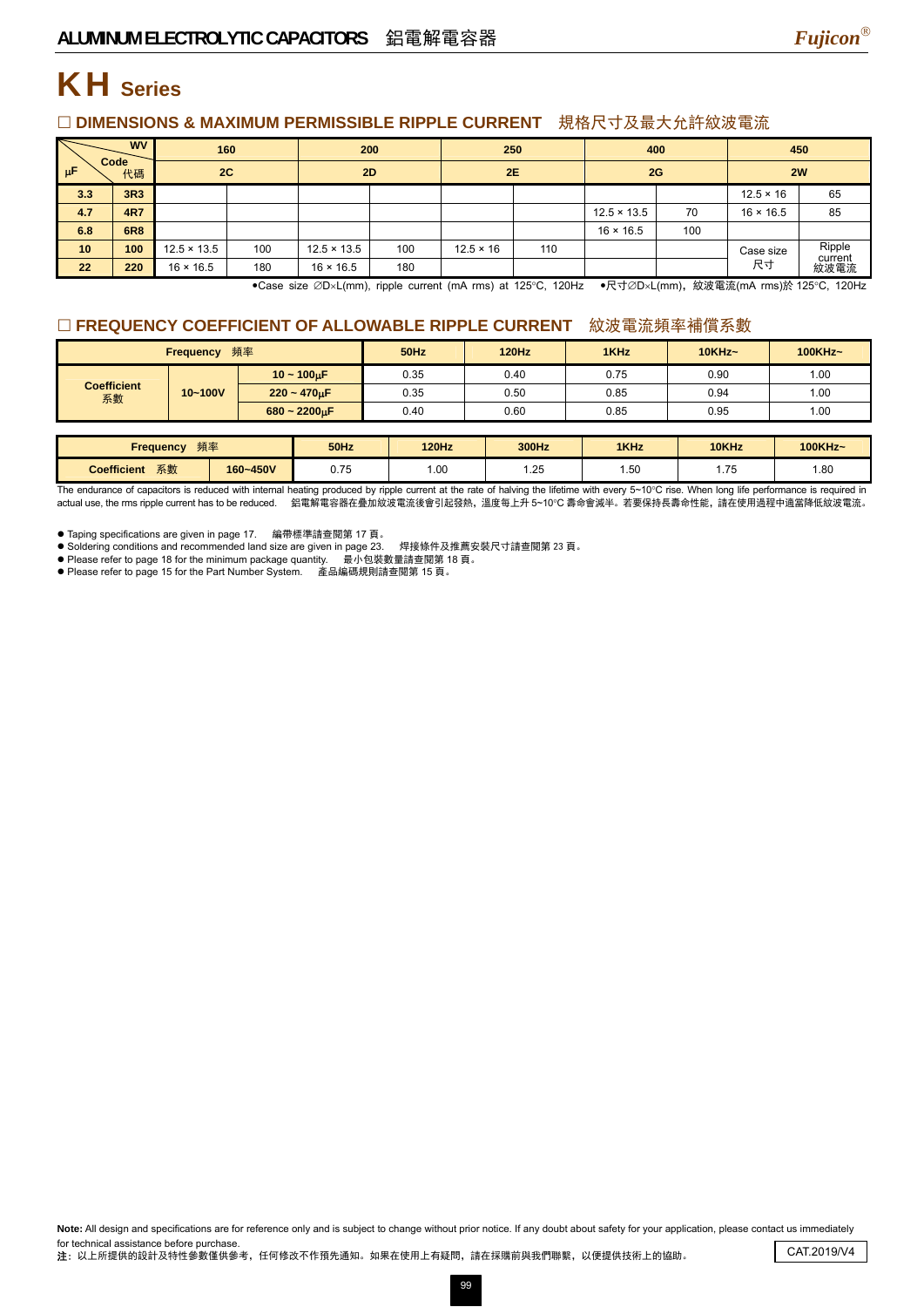# KH Series

## □ DIMENSIONS & MAXIMUM PERMISSIBLE RIPPLE CURRENT 規格尺寸及最大允許紋波電流

| μF \ WV / Code 代碼 | | 160 | | 200 | | 250 | | 400 | | 450 | |
|---|---|---|---|---|---|---|---|---|---|---|---|
| | | 2C | | 2D | | 2E | | 2G | | 2W | |
| 3.3 | 3R3 | | | | | | | | | 12.5 × 16 | 65 |
| 4.7 | 4R7 | | | | | | | 12.5 × 13.5 | 70 | 16 × 16.5 | 85 |
| 6.8 | 6R8 | | | | | | | 16 × 16.5 | 100 | | |
| 10 | 100 | 12.5 × 13.5 | 100 | 12.5 × 13.5 | 100 | 12.5 × 16 | 110 | | | Case size 尺寸 | Ripple current 紋波電流 |
| 22 | 220 | 16 × 16.5 | 180 | 16 × 16.5 | 180 | | | | | | |

•Case size ∅D×L(mm), ripple current (mA rms) at 125°C, 120Hz •尺寸∅D×L(mm)，紋波電流(mA rms)於 125°C, 120Hz

## □ FREQUENCY COEFFICIENT OF ALLOWABLE RIPPLE CURRENT 紋波電流頻率補償系數

| Frequency 頻率 | | | 50Hz | 120Hz | 1KHz | 10KHz~ | 100KHz~ |
|---|---|---|---|---|---|---|---|
| Coefficient 系數 | 10~100V | 10 ~ 100μF | 0.35 | 0.40 | 0.75 | 0.90 | 1.00 |
| | | 220 ~ 470μF | 0.35 | 0.50 | 0.85 | 0.94 | 1.00 |
| | | 680 ~ 2200μF | 0.40 | 0.60 | 0.85 | 0.95 | 1.00 |

| Frequency 頻率 | | 50Hz | 120Hz | 300Hz | 1KHz | 10KHz | 100KHz~ |
|---|---|---|---|---|---|---|---|
| Coefficient 系數 | 160~450V | 0.75 | 1.00 | 1.25 | 1.50 | 1.75 | 1.80 |

The endurance of capacitors is reduced with internal heating produced by ripple current at the rate of halving the lifetime with every 5~10°C rise. When long life performance is required in actual use, the rms ripple current has to be reduced. 鋁電解電容器在疊加紋波電流後會引起發熱，溫度每上升 5~10°C 壽命會減半。若要保持長壽命性能，請在使用過程中適當降低紋波電流。

- Taping specifications are given in page 17. 編帶標準請查閱第 17 頁。
- Soldering conditions and recommended land size are given in page 23. 焊接條件及推薦安裝尺寸請查閱第 23 頁。
- Please refer to page 18 for the minimum package quantity. 最小包裝數量請查閱第 18 頁。
- Please refer to page 15 for the Part Number System. 產品編碼規則請查閱第 15 頁。

**Note:** All design and specifications are for reference only and is subject to change without prior notice. If any doubt about safety for your application, please contact us immediately for technical assistance before purchase.
**注**：以上所提供的設計及特性參數僅供參考，任何修改不作預先通知。如果在使用上有疑問，請在採購前與我們聯繫，以便提供技術上的協助。

CAT.2019/V4